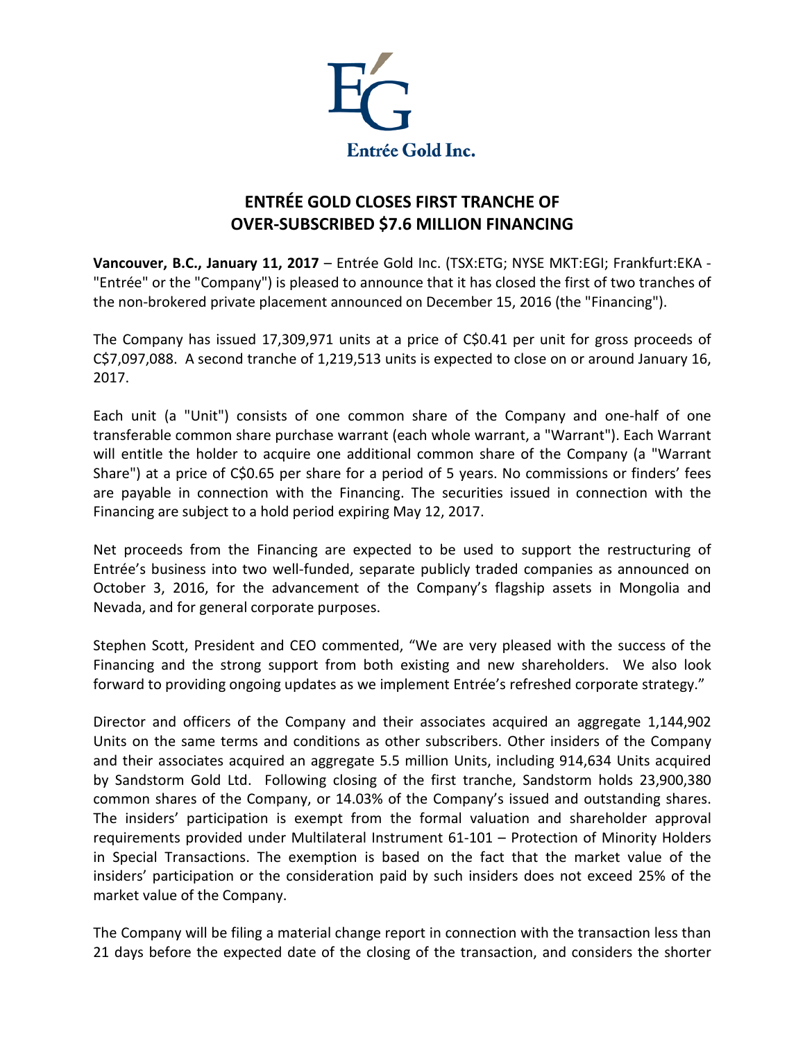Entrée Gold Inc.

# ENTRÉE GOLD CLOSES FIRST TRANCHE OF OVER-SUBSCRIBED $7.6 MILLION FINANCING

**Vancouver, B.C., January 11, 2017** – Entrée Gold Inc. (TSX:ETG; NYSE MKT:EGI; Frankfurt:EKA - "Entrée" or the "Company") is pleased to announce that it has closed the first of two tranches of the non-brokered private placement announced on December 15, 2016 (the "Financing").

The Company has issued 17,309,971 units at a price of C$0.41 per unit for gross proceeds of C$7,097,088. A second tranche of 1,219,513 units is expected to close on or around January 16, 2017.

Each unit (a "Unit") consists of one common share of the Company and one-half of one transferable common share purchase warrant (each whole warrant, a "Warrant"). Each Warrant will entitle the holder to acquire one additional common share of the Company (a "Warrant Share") at a price of C$0.65 per share for a period of 5 years. No commissions or finders' fees are payable in connection with the Financing. The securities issued in connection with the Financing are subject to a hold period expiring May 12, 2017.

Net proceeds from the Financing are expected to be used to support the restructuring of Entrée's business into two well-funded, separate publicly traded companies as announced on October 3, 2016, for the advancement of the Company's flagship assets in Mongolia and Nevada, and for general corporate purposes.

Stephen Scott, President and CEO commented, "We are very pleased with the success of the Financing and the strong support from both existing and new shareholders. We also look forward to providing ongoing updates as we implement Entrée's refreshed corporate strategy."

Director and officers of the Company and their associates acquired an aggregate 1,144,902 Units on the same terms and conditions as other subscribers. Other insiders of the Company and their associates acquired an aggregate 5.5 million Units, including 914,634 Units acquired by Sandstorm Gold Ltd. Following closing of the first tranche, Sandstorm holds 23,900,380 common shares of the Company, or 14.03% of the Company's issued and outstanding shares. The insiders' participation is exempt from the formal valuation and shareholder approval requirements provided under Multilateral Instrument 61-101 – Protection of Minority Holders in Special Transactions. The exemption is based on the fact that the market value of the insiders' participation or the consideration paid by such insiders does not exceed 25% of the market value of the Company.

The Company will be filing a material change report in connection with the transaction less than 21 days before the expected date of the closing of the transaction, and considers the shorter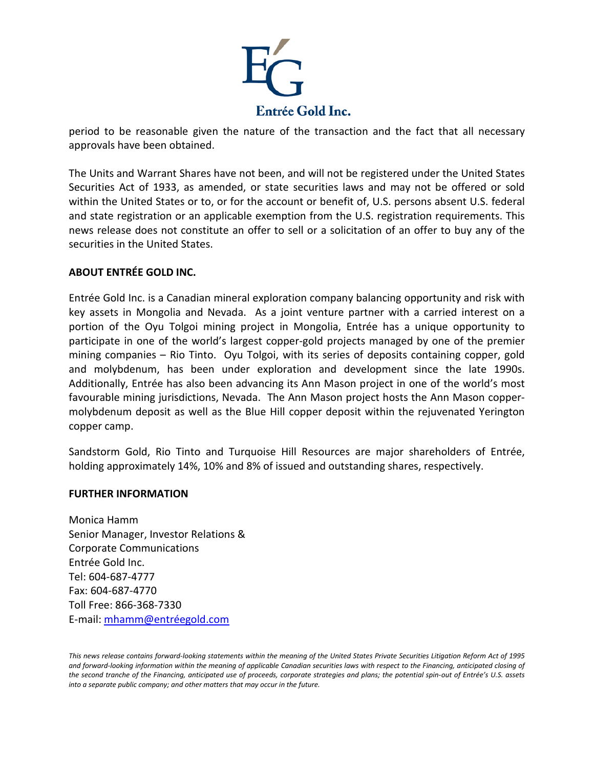period to be reasonable given the nature of the transaction and the fact that all necessary approvals have been obtained.

The Units and Warrant Shares have not been, and will not be registered under the United States Securities Act of 1933, as amended, or state securities laws and may not be offered or sold within the United States or to, or for the account or benefit of, U.S. persons absent U.S. federal and state registration or an applicable exemption from the U.S. registration requirements. This news release does not constitute an offer to sell or a solicitation of an offer to buy any of the securities in the United States.

**ABOUT ENTRÉE GOLD INC.**

Entrée Gold Inc. is a Canadian mineral exploration company balancing opportunity and risk with key assets in Mongolia and Nevada. As a joint venture partner with a carried interest on a portion of the Oyu Tolgoi mining project in Mongolia, Entrée has a unique opportunity to participate in one of the world's largest copper-gold projects managed by one of the premier mining companies – Rio Tinto. Oyu Tolgoi, with its series of deposits containing copper, gold and molybdenum, has been under exploration and development since the late 1990s. Additionally, Entrée has also been advancing its Ann Mason project in one of the world's most favourable mining jurisdictions, Nevada. The Ann Mason project hosts the Ann Mason copper-molybdenum deposit as well as the Blue Hill copper deposit within the rejuvenated Yerington copper camp.

Sandstorm Gold, Rio Tinto and Turquoise Hill Resources are major shareholders of Entrée, holding approximately 14%, 10% and 8% of issued and outstanding shares, respectively.

**FURTHER INFORMATION**

Monica Hamm
Senior Manager, Investor Relations &
Corporate Communications
Entrée Gold Inc.
Tel: 604-687-4777
Fax: 604-687-4770
Toll Free: 866-368-7330
E-mail: mhamm@entréegold.com

*This news release contains forward-looking statements within the meaning of the United States Private Securities Litigation Reform Act of 1995 and forward-looking information within the meaning of applicable Canadian securities laws with respect to the Financing, anticipated closing of the second tranche of the Financing, anticipated use of proceeds, corporate strategies and plans; the potential spin-out of Entrée's U.S. assets into a separate public company; and other matters that may occur in the future.*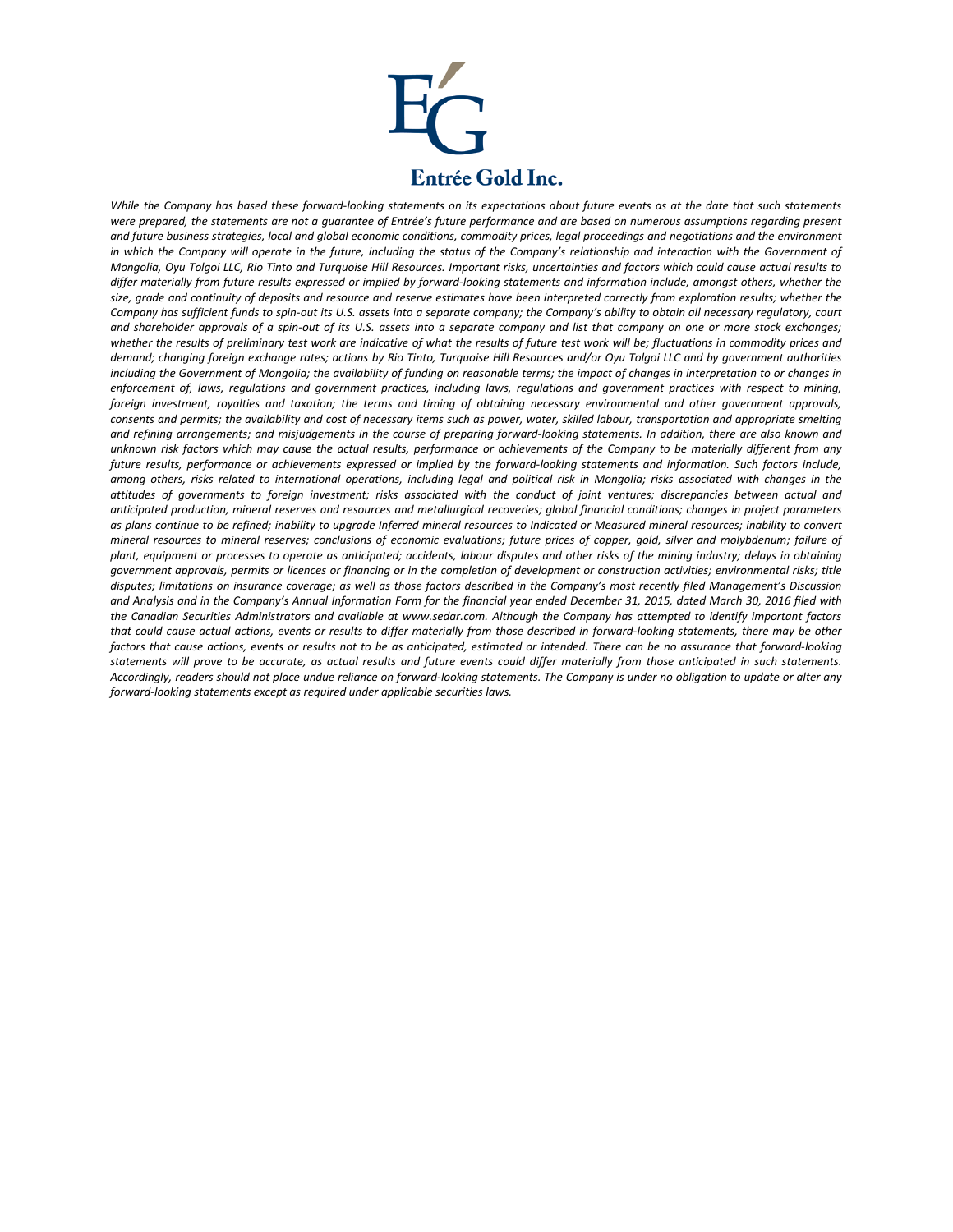*While the Company has based these forward-looking statements on its expectations about future events as at the date that such statements were prepared, the statements are not a guarantee of Entrée's future performance and are based on numerous assumptions regarding present and future business strategies, local and global economic conditions, commodity prices, legal proceedings and negotiations and the environment in which the Company will operate in the future, including the status of the Company's relationship and interaction with the Government of Mongolia, Oyu Tolgoi LLC, Rio Tinto and Turquoise Hill Resources. Important risks, uncertainties and factors which could cause actual results to differ materially from future results expressed or implied by forward-looking statements and information include, amongst others, whether the size, grade and continuity of deposits and resource and reserve estimates have been interpreted correctly from exploration results; whether the Company has sufficient funds to spin-out its U.S. assets into a separate company; the Company's ability to obtain all necessary regulatory, court and shareholder approvals of a spin-out of its U.S. assets into a separate company and list that company on one or more stock exchanges; whether the results of preliminary test work are indicative of what the results of future test work will be; fluctuations in commodity prices and demand; changing foreign exchange rates; actions by Rio Tinto, Turquoise Hill Resources and/or Oyu Tolgoi LLC and by government authorities including the Government of Mongolia; the availability of funding on reasonable terms; the impact of changes in interpretation to or changes in enforcement of, laws, regulations and government practices, including laws, regulations and government practices with respect to mining, foreign investment, royalties and taxation; the terms and timing of obtaining necessary environmental and other government approvals, consents and permits; the availability and cost of necessary items such as power, water, skilled labour, transportation and appropriate smelting and refining arrangements; and misjudgements in the course of preparing forward-looking statements. In addition, there are also known and unknown risk factors which may cause the actual results, performance or achievements of the Company to be materially different from any future results, performance or achievements expressed or implied by the forward-looking statements and information. Such factors include, among others, risks related to international operations, including legal and political risk in Mongolia; risks associated with changes in the attitudes of governments to foreign investment; risks associated with the conduct of joint ventures; discrepancies between actual and anticipated production, mineral reserves and resources and metallurgical recoveries; global financial conditions; changes in project parameters as plans continue to be refined; inability to upgrade Inferred mineral resources to Indicated or Measured mineral resources; inability to convert mineral resources to mineral reserves; conclusions of economic evaluations; future prices of copper, gold, silver and molybdenum; failure of plant, equipment or processes to operate as anticipated; accidents, labour disputes and other risks of the mining industry; delays in obtaining government approvals, permits or licences or financing or in the completion of development or construction activities; environmental risks; title disputes; limitations on insurance coverage; as well as those factors described in the Company's most recently filed Management's Discussion and Analysis and in the Company's Annual Information Form for the financial year ended December 31, 2015, dated March 30, 2016 filed with the Canadian Securities Administrators and available at www.sedar.com. Although the Company has attempted to identify important factors that could cause actual actions, events or results to differ materially from those described in forward-looking statements, there may be other factors that cause actions, events or results not to be as anticipated, estimated or intended. There can be no assurance that forward-looking statements will prove to be accurate, as actual results and future events could differ materially from those anticipated in such statements. Accordingly, readers should not place undue reliance on forward-looking statements. The Company is under no obligation to update or alter any forward-looking statements except as required under applicable securities laws.*